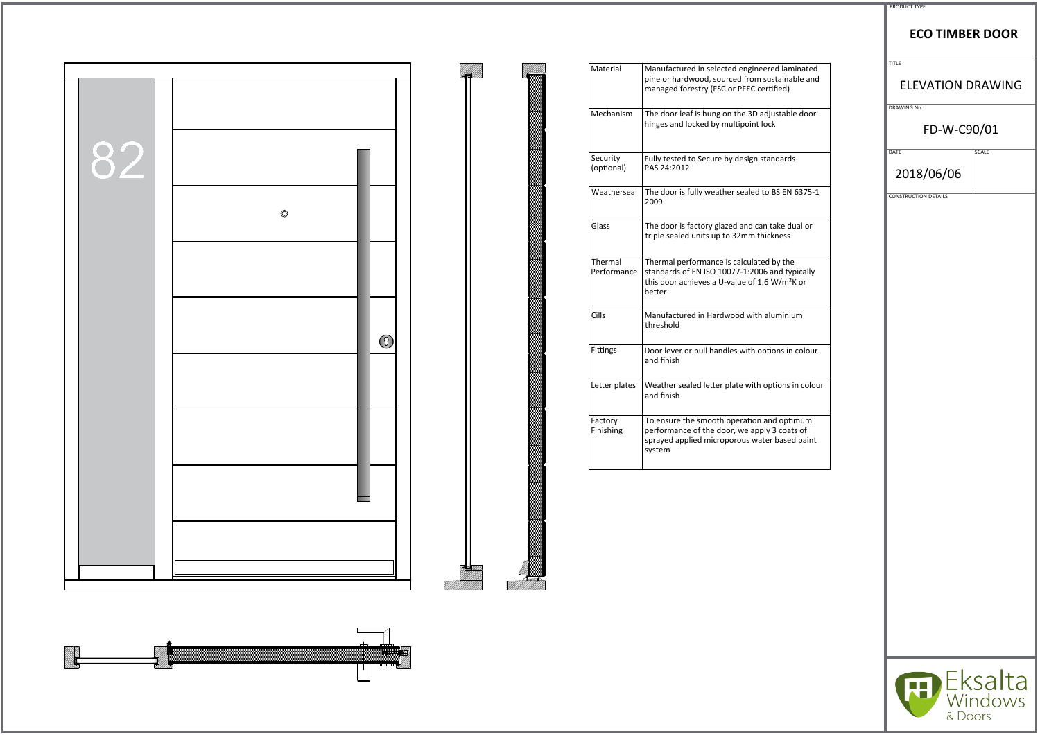PRODUCT TYPE

# ECO TIMBER DOOR

TITLE

## ELEVATION DRAWING

DRAWING No.

FD-W-C90/01

| DATE | SCALE |
|---|---|
| 2018/06/06 | |

CONSTRUCTION DETAILS

82

| Material | Manufactured in selected engineered laminated pine or hardwood, sourced from sustainable and managed forestry (FSC or PFEC certified) |
|---|---|
| Mechanism | The door leaf is hung on the 3D adjustable door hinges and locked by multipoint lock |
| Security (optional) | Fully tested to Secure by design standards PAS 24:2012 |
| Weatherseal | The door is fully weather sealed to BS EN 6375-1 2009 |
| Glass | The door is factory glazed and can take dual or triple sealed units up to 32mm thickness |
| Thermal Performance | Thermal performance is calculated by the standards of EN ISO 10077-1:2006 and typically this door achieves a U-value of 1.6 W/m²K or better |
| Cills | Manufactured in Hardwood with aluminium threshold |
| Fittings | Door lever or pull handles with options in colour and finish |
| Letter plates | Weather sealed letter plate with options in colour and finish |
| Factory Finishing | To ensure the smooth operation and optimum performance of the door, we apply 3 coats of sprayed applied microporous water based paint system |

Eksalta Windows & Doors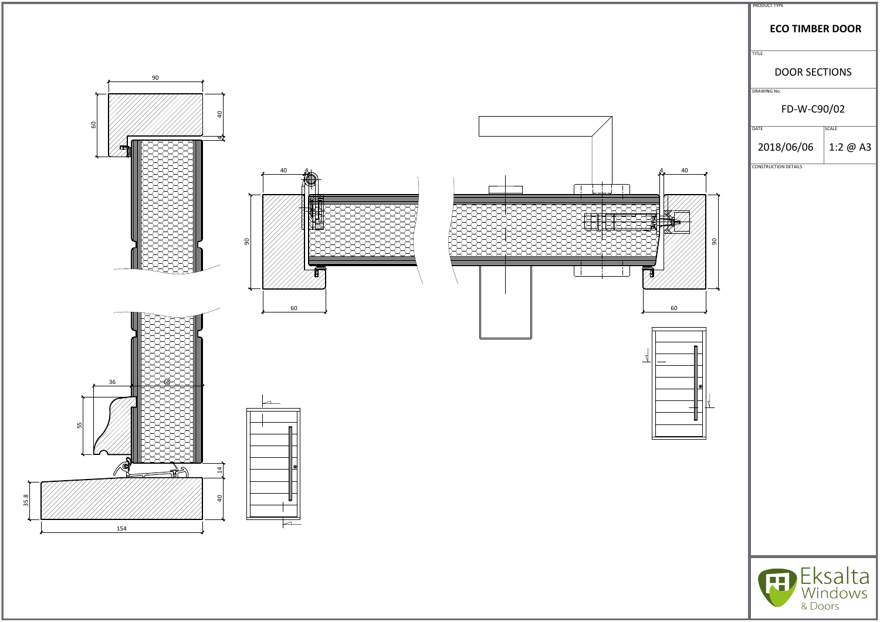PRODUCT TYPE

**ECO TIMBER DOOR**

TITLE

DOOR SECTIONS

DRAWING No.

FD-W-C90/02

| DATE | SCALE |
|---|---|
| 2018/06/06 | 1:2 @ A3 |

CONSTRUCTION DETAILS

90

60

40

4

36

68

55

14

35.8

40

154

40

4

90

60

4

40

90

60

Eksalta Windows & Doors